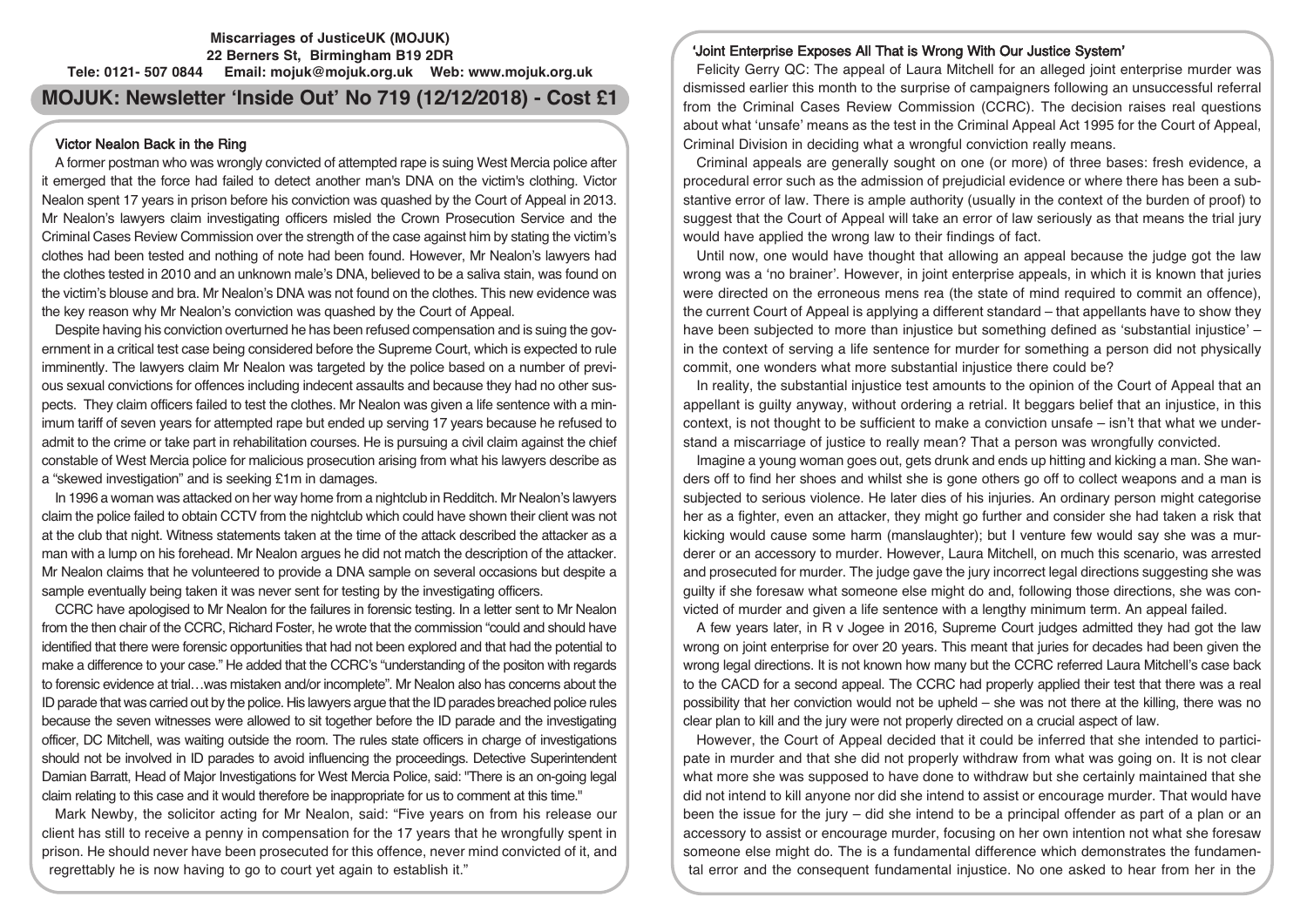**Miscarriages of JusticeUK (MOJUK)**
**22 Berners St, Birmingham B19 2DR**
**Tele: 0121- 507 0844 Email: mojuk@mojuk.org.uk Web: www.mojuk.org.uk**

# MOJUK: Newsletter 'Inside Out' No 719 (12/12/2018) - Cost £1

## Victor Nealon Back in the Ring

A former postman who was wrongly convicted of attempted rape is suing West Mercia police after it emerged that the force had failed to detect another man's DNA on the victim's clothing. Victor Nealon spent 17 years in prison before his conviction was quashed by the Court of Appeal in 2013. Mr Nealon's lawyers claim investigating officers misled the Crown Prosecution Service and the Criminal Cases Review Commission over the strength of the case against him by stating the victim's clothes had been tested and nothing of note had been found. However, Mr Nealon's lawyers had the clothes tested in 2010 and an unknown male's DNA, believed to be a saliva stain, was found on the victim's blouse and bra. Mr Nealon's DNA was not found on the clothes. This new evidence was the key reason why Mr Nealon's conviction was quashed by the Court of Appeal.

Despite having his conviction overturned he has been refused compensation and is suing the government in a critical test case being considered before the Supreme Court, which is expected to rule imminently. The lawyers claim Mr Nealon was targeted by the police based on a number of previous sexual convictions for offences including indecent assaults and because they had no other suspects. They claim officers failed to test the clothes. Mr Nealon was given a life sentence with a minimum tariff of seven years for attempted rape but ended up serving 17 years because he refused to admit to the crime or take part in rehabilitation courses. He is pursuing a civil claim against the chief constable of West Mercia police for malicious prosecution arising from what his lawyers describe as a "skewed investigation" and is seeking £1m in damages.

In 1996 a woman was attacked on her way home from a nightclub in Redditch. Mr Nealon's lawyers claim the police failed to obtain CCTV from the nightclub which could have shown their client was not at the club that night. Witness statements taken at the time of the attack described the attacker as a man with a lump on his forehead. Mr Nealon argues he did not match the description of the attacker. Mr Nealon claims that he volunteered to provide a DNA sample on several occasions but despite a sample eventually being taken it was never sent for testing by the investigating officers.

CCRC have apologised to Mr Nealon for the failures in forensic testing. In a letter sent to Mr Nealon from the then chair of the CCRC, Richard Foster, he wrote that the commission "could and should have identified that there were forensic opportunities that had not been explored and that had the potential to make a difference to your case." He added that the CCRC's "understanding of the positon with regards to forensic evidence at trial…was mistaken and/or incomplete". Mr Nealon also has concerns about the ID parade that was carried out by the police. His lawyers argue that the ID parades breached police rules because the seven witnesses were allowed to sit together before the ID parade and the investigating officer, DC Mitchell, was waiting outside the room. The rules state officers in charge of investigations should not be involved in ID parades to avoid influencing the proceedings. Detective Superintendent Damian Barratt, Head of Major Investigations for West Mercia Police, said: "There is an on-going legal claim relating to this case and it would therefore be inappropriate for us to comment at this time."

Mark Newby, the solicitor acting for Mr Nealon, said: "Five years on from his release our client has still to receive a penny in compensation for the 17 years that he wrongfully spent in prison. He should never have been prosecuted for this offence, never mind convicted of it, and regrettably he is now having to go to court yet again to establish it."

## 'Joint Enterprise Exposes All That is Wrong With Our Justice System'

Felicity Gerry QC: The appeal of Laura Mitchell for an alleged joint enterprise murder was dismissed earlier this month to the surprise of campaigners following an unsuccessful referral from the Criminal Cases Review Commission (CCRC). The decision raises real questions about what 'unsafe' means as the test in the Criminal Appeal Act 1995 for the Court of Appeal, Criminal Division in deciding what a wrongful conviction really means.

Criminal appeals are generally sought on one (or more) of three bases: fresh evidence, a procedural error such as the admission of prejudicial evidence or where there has been a substantive error of law. There is ample authority (usually in the context of the burden of proof) to suggest that the Court of Appeal will take an error of law seriously as that means the trial jury would have applied the wrong law to their findings of fact.

Until now, one would have thought that allowing an appeal because the judge got the law wrong was a 'no brainer'. However, in joint enterprise appeals, in which it is known that juries were directed on the erroneous mens rea (the state of mind required to commit an offence), the current Court of Appeal is applying a different standard – that appellants have to show they have been subjected to more than injustice but something defined as 'substantial injustice' – in the context of serving a life sentence for murder for something a person did not physically commit, one wonders what more substantial injustice there could be?

In reality, the substantial injustice test amounts to the opinion of the Court of Appeal that an appellant is guilty anyway, without ordering a retrial. It beggars belief that an injustice, in this context, is not thought to be sufficient to make a conviction unsafe – isn't that what we understand a miscarriage of justice to really mean? That a person was wrongfully convicted.

Imagine a young woman goes out, gets drunk and ends up hitting and kicking a man. She wanders off to find her shoes and whilst she is gone others go off to collect weapons and a man is subjected to serious violence. He later dies of his injuries. An ordinary person might categorise her as a fighter, even an attacker, they might go further and consider she had taken a risk that kicking would cause some harm (manslaughter); but I venture few would say she was a murderer or an accessory to murder. However, Laura Mitchell, on much this scenario, was arrested and prosecuted for murder. The judge gave the jury incorrect legal directions suggesting she was guilty if she foresaw what someone else might do and, following those directions, she was convicted of murder and given a life sentence with a lengthy minimum term. An appeal failed.

A few years later, in R v Jogee in 2016, Supreme Court judges admitted they had got the law wrong on joint enterprise for over 20 years. This meant that juries for decades had been given the wrong legal directions. It is not known how many but the CCRC referred Laura Mitchell's case back to the CACD for a second appeal. The CCRC had properly applied their test that there was a real possibility that her conviction would not be upheld – she was not there at the killing, there was no clear plan to kill and the jury were not properly directed on a crucial aspect of law.

However, the Court of Appeal decided that it could be inferred that she intended to participate in murder and that she did not properly withdraw from what was going on. It is not clear what more she was supposed to have done to withdraw but she certainly maintained that she did not intend to kill anyone nor did she intend to assist or encourage murder. That would have been the issue for the jury – did she intend to be a principal offender as part of a plan or an accessory to assist or encourage murder, focusing on her own intention not what she foresaw someone else might do. The is a fundamental difference which demonstrates the fundamental error and the consequent fundamental injustice. No one asked to hear from her in the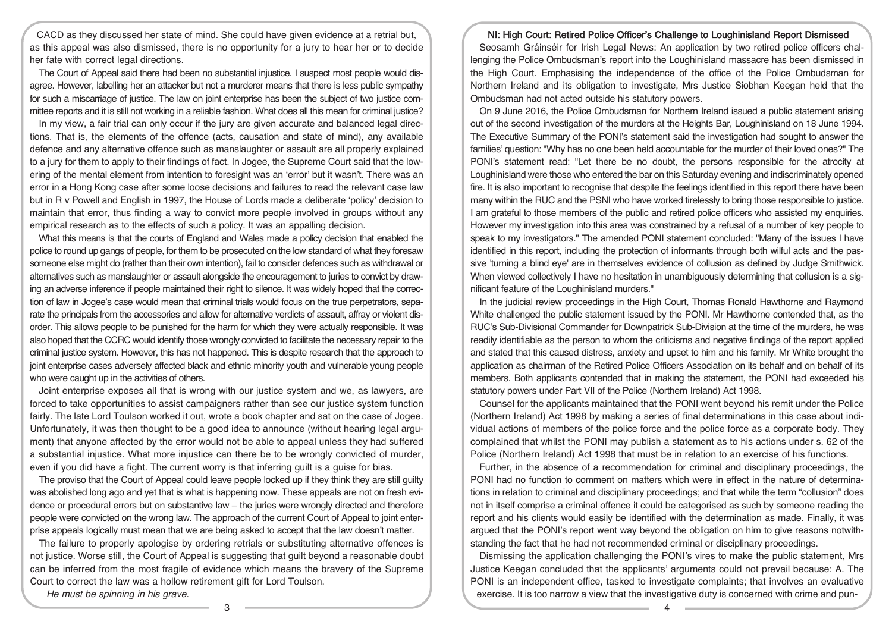CACD as they discussed her state of mind. She could have given evidence at a retrial but, as this appeal was also dismissed, there is no opportunity for a jury to hear her or to decide her fate with correct legal directions.

The Court of Appeal said there had been no substantial injustice. I suspect most people would disagree. However, labelling her an attacker but not a murderer means that there is less public sympathy for such a miscarriage of justice. The law on joint enterprise has been the subject of two justice committee reports and it is still not working in a reliable fashion. What does all this mean for criminal justice?

In my view, a fair trial can only occur if the jury are given accurate and balanced legal directions. That is, the elements of the offence (acts, causation and state of mind), any available defence and any alternative offence such as manslaughter or assault are all properly explained to a jury for them to apply to their findings of fact. In Jogee, the Supreme Court said that the lowering of the mental element from intention to foresight was an 'error' but it wasn't. There was an error in a Hong Kong case after some loose decisions and failures to read the relevant case law but in R v Powell and English in 1997, the House of Lords made a deliberate 'policy' decision to maintain that error, thus finding a way to convict more people involved in groups without any empirical research as to the effects of such a policy. It was an appalling decision.

What this means is that the courts of England and Wales made a policy decision that enabled the police to round up gangs of people, for them to be prosecuted on the low standard of what they foresaw someone else might do (rather than their own intention), fail to consider defences such as withdrawal or alternatives such as manslaughter or assault alongside the encouragement to juries to convict by drawing an adverse inference if people maintained their right to silence. It was widely hoped that the correction of law in Jogee's case would mean that criminal trials would focus on the true perpetrators, separate the principals from the accessories and allow for alternative verdicts of assault, affray or violent disorder. This allows people to be punished for the harm for which they were actually responsible. It was also hoped that the CCRC would identify those wrongly convicted to facilitate the necessary repair to the criminal justice system. However, this has not happened. This is despite research that the approach to joint enterprise cases adversely affected black and ethnic minority youth and vulnerable young people who were caught up in the activities of others.

Joint enterprise exposes all that is wrong with our justice system and we, as lawyers, are forced to take opportunities to assist campaigners rather than see our justice system function fairly. The late Lord Toulson worked it out, wrote a book chapter and sat on the case of Jogee. Unfortunately, it was then thought to be a good idea to announce (without hearing legal argument) that anyone affected by the error would not be able to appeal unless they had suffered a substantial injustice. What more injustice can there be to be wrongly convicted of murder, even if you did have a fight. The current worry is that inferring guilt is a guise for bias.

The proviso that the Court of Appeal could leave people locked up if they think they are still guilty was abolished long ago and yet that is what is happening now. These appeals are not on fresh evidence or procedural errors but on substantive law – the juries were wrongly directed and therefore people were convicted on the wrong law. The approach of the current Court of Appeal to joint enterprise appeals logically must mean that we are being asked to accept that the law doesn't matter.

The failure to properly apologise by ordering retrials or substituting alternative offences is not justice. Worse still, the Court of Appeal is suggesting that guilt beyond a reasonable doubt can be inferred from the most fragile of evidence which means the bravery of the Supreme Court to correct the law was a hollow retirement gift for Lord Toulson.

*He must be spinning in his grave.*

## NI: High Court: Retired Police Officer's Challenge to Loughinisland Report Dismissed

Seosamh Gráinséir for Irish Legal News: An application by two retired police officers challenging the Police Ombudsman's report into the Loughinisland massacre has been dismissed in the High Court. Emphasising the independence of the office of the Police Ombudsman for Northern Ireland and its obligation to investigate, Mrs Justice Siobhan Keegan held that the Ombudsman had not acted outside his statutory powers.

On 9 June 2016, the Police Ombudsman for Northern Ireland issued a public statement arising out of the second investigation of the murders at the Heights Bar, Loughinisland on 18 June 1994. The Executive Summary of the PONI's statement said the investigation had sought to answer the families' question: "Why has no one been held accountable for the murder of their loved ones?" The PONI's statement read: "Let there be no doubt, the persons responsible for the atrocity at Loughinisland were those who entered the bar on this Saturday evening and indiscriminately opened fire. It is also important to recognise that despite the feelings identified in this report there have been many within the RUC and the PSNI who have worked tirelessly to bring those responsible to justice. I am grateful to those members of the public and retired police officers who assisted my enquiries. However my investigation into this area was constrained by a refusal of a number of key people to speak to my investigators." The amended PONI statement concluded: "Many of the issues I have identified in this report, including the protection of informants through both wilful acts and the passive 'turning a blind eye' are in themselves evidence of collusion as defined by Judge Smithwick. When viewed collectively I have no hesitation in unambiguously determining that collusion is a significant feature of the Loughinisland murders."

In the judicial review proceedings in the High Court, Thomas Ronald Hawthorne and Raymond White challenged the public statement issued by the PONI. Mr Hawthorne contended that, as the RUC's Sub-Divisional Commander for Downpatrick Sub-Division at the time of the murders, he was readily identifiable as the person to whom the criticisms and negative findings of the report applied and stated that this caused distress, anxiety and upset to him and his family. Mr White brought the application as chairman of the Retired Police Officers Association on its behalf and on behalf of its members. Both applicants contended that in making the statement, the PONI had exceeded his statutory powers under Part VII of the Police (Northern Ireland) Act 1998.

Counsel for the applicants maintained that the PONI went beyond his remit under the Police (Northern Ireland) Act 1998 by making a series of final determinations in this case about individual actions of members of the police force and the police force as a corporate body. They complained that whilst the PONI may publish a statement as to his actions under s. 62 of the Police (Northern Ireland) Act 1998 that must be in relation to an exercise of his functions.

Further, in the absence of a recommendation for criminal and disciplinary proceedings, the PONI had no function to comment on matters which were in effect in the nature of determinations in relation to criminal and disciplinary proceedings; and that while the term "collusion" does not in itself comprise a criminal offence it could be categorised as such by someone reading the report and his clients would easily be identified with the determination as made. Finally, it was argued that the PONI's report went way beyond the obligation on him to give reasons notwithstanding the fact that he had not recommended criminal or disciplinary proceedings.

Dismissing the application challenging the PONI's vires to make the public statement, Mrs Justice Keegan concluded that the applicants' arguments could not prevail because: A. The PONI is an independent office, tasked to investigate complaints; that involves an evaluative exercise. It is too narrow a view that the investigative duty is concerned with crime and pun-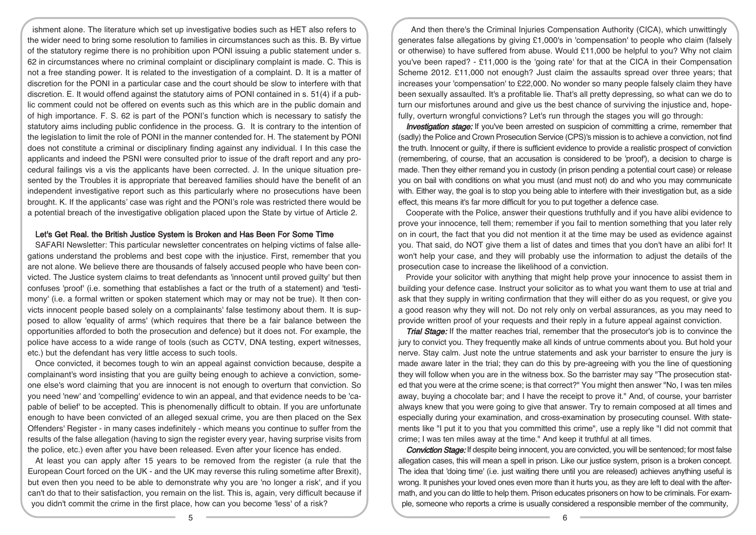ishment alone. The literature which set up investigative bodies such as HET also refers to the wider need to bring some resolution to families in circumstances such as this. B. By virtue of the statutory regime there is no prohibition upon PONI issuing a public statement under s. 62 in circumstances where no criminal complaint or disciplinary complaint is made. C. This is not a free standing power. It is related to the investigation of a complaint. D. It is a matter of discretion for the PONI in a particular case and the court should be slow to interfere with that discretion. E. It would offend against the statutory aims of PONI contained in s. 51(4) if a public comment could not be offered on events such as this which are in the public domain and of high importance. F. S. 62 is part of the PONI's function which is necessary to satisfy the statutory aims including public confidence in the process. G. It is contrary to the intention of the legislation to limit the role of PONI in the manner contended for. H. The statement by PONI does not constitute a criminal or disciplinary finding against any individual. I In this case the applicants and indeed the PSNI were consulted prior to issue of the draft report and any procedural failings vis a vis the applicants have been corrected. J. In the unique situation presented by the Troubles it is appropriate that bereaved families should have the benefit of an independent investigative report such as this particularly where no prosecutions have been brought. K. If the applicants' case was right and the PONI's role was restricted there would be a potential breach of the investigative obligation placed upon the State by virtue of Article 2.

## Let's Get Real. the British Justice System is Broken and Has Been For Some Time

SAFARI Newsletter: This particular newsletter concentrates on helping victims of false allegations understand the problems and best cope with the injustice. First, remember that you are not alone. We believe there are thousands of falsely accused people who have been convicted. The Justice system claims to treat defendants as 'innocent until proved guilty' but then confuses 'proof' (i.e. something that establishes a fact or the truth of a statement) and 'testimony' (i.e. a formal written or spoken statement which may or may not be true). It then convicts innocent people based solely on a complainants' false testimony about them. It is supposed to allow 'equality of arms' (which requires that there be a fair balance between the opportunities afforded to both the prosecution and defence) but it does not. For example, the police have access to a wide range of tools (such as CCTV, DNA testing, expert witnesses, etc.) but the defendant has very little access to such tools.

Once convicted, it becomes tough to win an appeal against conviction because, despite a complainant's word insisting that you are guilty being enough to achieve a conviction, someone else's word claiming that you are innocent is not enough to overturn that conviction. So you need 'new' and 'compelling' evidence to win an appeal, and that evidence needs to be 'capable of belief' to be accepted. This is phenomenally difficult to obtain. If you are unfortunate enough to have been convicted of an alleged sexual crime, you are then placed on the Sex Offenders' Register - in many cases indefinitely - which means you continue to suffer from the results of the false allegation (having to sign the register every year, having surprise visits from the police, etc.) even after you have been released. Even after your licence has ended.

At least you can apply after 15 years to be removed from the register (a rule that the European Court forced on the UK - and the UK may reverse this ruling sometime after Brexit), but even then you need to be able to demonstrate why you are 'no longer a risk', and if you can't do that to their satisfaction, you remain on the list. This is, again, very difficult because if you didn't commit the crime in the first place, how can you become 'less' of a risk?

And then there's the Criminal Injuries Compensation Authority (CICA), which unwittingly generates false allegations by giving £1,000's in 'compensation' to people who claim (falsely or otherwise) to have suffered from abuse. Would £11,000 be helpful to you? Why not claim you've been raped? - £11,000 is the 'going rate' for that at the CICA in their Compensation Scheme 2012. £11,000 not enough? Just claim the assaults spread over three years; that increases your 'compensation' to £22,000. No wonder so many people falsely claim they have been sexually assaulted. It's a profitable lie. That's all pretty depressing, so what can we do to turn our misfortunes around and give us the best chance of surviving the injustice and, hopefully, overturn wrongful convictions? Let's run through the stages you will go through:

***Investigation stage:*** If you've been arrested on suspicion of committing a crime, remember that (sadly) the Police and Crown Prosecution Service (CPS)'s mission is to achieve a conviction, not find the truth. Innocent or guilty, if there is sufficient evidence to provide a realistic prospect of conviction (remembering, of course, that an accusation is considered to be 'proof'), a decision to charge is made. Then they either remand you in custody (in prison pending a potential court case) or release you on bail with conditions on what you must (and must not) do and who you may communicate with. Either way, the goal is to stop you being able to interfere with their investigation but, as a side effect, this means it's far more difficult for you to put together a defence case.

Cooperate with the Police, answer their questions truthfully and if you have alibi evidence to prove your innocence, tell them; remember if you fail to mention something that you later rely on in court, the fact that you did not mention it at the time may be used as evidence against you. That said, do NOT give them a list of dates and times that you don't have an alibi for! It won't help your case, and they will probably use the information to adjust the details of the prosecution case to increase the likelihood of a conviction.

Provide your solicitor with anything that might help prove your innocence to assist them in building your defence case. Instruct your solicitor as to what you want them to use at trial and ask that they supply in writing confirmation that they will either do as you request, or give you a good reason why they will not. Do not rely only on verbal assurances, as you may need to provide written proof of your requests and their reply in a future appeal against conviction.

***Trial Stage:*** If the matter reaches trial, remember that the prosecutor's job is to convince the jury to convict you. They frequently make all kinds of untrue comments about you. But hold your nerve. Stay calm. Just note the untrue statements and ask your barrister to ensure the jury is made aware later in the trial; they can do this by pre-agreeing with you the line of questioning they will follow when you are in the witness box. So the barrister may say "The prosecution stated that you were at the crime scene; is that correct?" You might then answer "No, I was ten miles away, buying a chocolate bar; and I have the receipt to prove it." And, of course, your barrister always knew that you were going to give that answer. Try to remain composed at all times and especially during your examination, and cross-examination by prosecuting counsel. With statements like "I put it to you that you committed this crime", use a reply like "I did not commit that crime; I was ten miles away at the time." And keep it truthful at all times.

***Conviction Stage:*** If despite being innocent, you are convicted, you will be sentenced; for most false allegation cases, this will mean a spell in prison. Like our justice system, prison is a broken concept. The idea that 'doing time' (i.e. just waiting there until you are released) achieves anything useful is wrong. It punishes your loved ones even more than it hurts you, as they are left to deal with the aftermath, and you can do little to help them. Prison educates prisoners on how to be criminals. For example, someone who reports a crime is usually considered a responsible member of the community,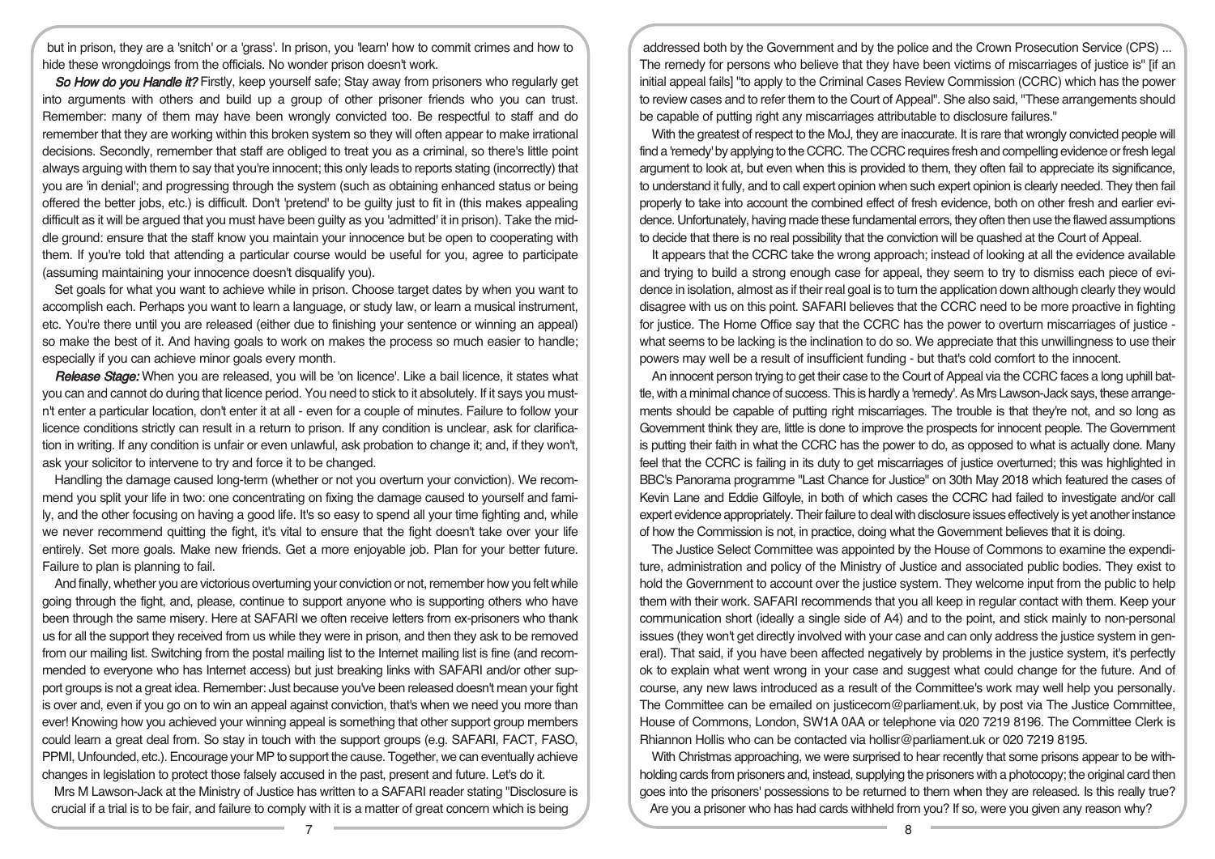but in prison, they are a 'snitch' or a 'grass'. In prison, you 'learn' how to commit crimes and how to hide these wrongdoings from the officials. No wonder prison doesn't work.

***So How do you Handle it?*** Firstly, keep yourself safe; Stay away from prisoners who regularly get into arguments with others and build up a group of other prisoner friends who you can trust. Remember: many of them may have been wrongly convicted too. Be respectful to staff and do remember that they are working within this broken system so they will often appear to make irrational decisions. Secondly, remember that staff are obliged to treat you as a criminal, so there's little point always arguing with them to say that you're innocent; this only leads to reports stating (incorrectly) that you are 'in denial'; and progressing through the system (such as obtaining enhanced status or being offered the better jobs, etc.) is difficult. Don't 'pretend' to be guilty just to fit in (this makes appealing difficult as it will be argued that you must have been guilty as you 'admitted' it in prison). Take the middle ground: ensure that the staff know you maintain your innocence but be open to cooperating with them. If you're told that attending a particular course would be useful for you, agree to participate (assuming maintaining your innocence doesn't disqualify you).

Set goals for what you want to achieve while in prison. Choose target dates by when you want to accomplish each. Perhaps you want to learn a language, or study law, or learn a musical instrument, etc. You're there until you are released (either due to finishing your sentence or winning an appeal) so make the best of it. And having goals to work on makes the process so much easier to handle; especially if you can achieve minor goals every month.

***Release Stage:*** When you are released, you will be 'on licence'. Like a bail licence, it states what you can and cannot do during that licence period. You need to stick to it absolutely. If it says you mustn't enter a particular location, don't enter it at all - even for a couple of minutes. Failure to follow your licence conditions strictly can result in a return to prison. If any condition is unclear, ask for clarification in writing. If any condition is unfair or even unlawful, ask probation to change it; and, if they won't, ask your solicitor to intervene to try and force it to be changed.

Handling the damage caused long-term (whether or not you overturn your conviction). We recommend you split your life in two: one concentrating on fixing the damage caused to yourself and family, and the other focusing on having a good life. It's so easy to spend all your time fighting and, while we never recommend quitting the fight, it's vital to ensure that the fight doesn't take over your life entirely. Set more goals. Make new friends. Get a more enjoyable job. Plan for your better future. Failure to plan is planning to fail.

And finally, whether you are victorious overturning your conviction or not, remember how you felt while going through the fight, and, please, continue to support anyone who is supporting others who have been through the same misery. Here at SAFARI we often receive letters from ex-prisoners who thank us for all the support they received from us while they were in prison, and then they ask to be removed from our mailing list. Switching from the postal mailing list to the Internet mailing list is fine (and recommended to everyone who has Internet access) but just breaking links with SAFARI and/or other support groups is not a great idea. Remember: Just because you've been released doesn't mean your fight is over and, even if you go on to win an appeal against conviction, that's when we need you more than ever! Knowing how you achieved your winning appeal is something that other support group members could learn a great deal from. So stay in touch with the support groups (e.g. SAFARI, FACT, FASO, PPMI, Unfounded, etc.). Encourage your MP to support the cause. Together, we can eventually achieve changes in legislation to protect those falsely accused in the past, present and future. Let's do it.

Mrs M Lawson-Jack at the Ministry of Justice has written to a SAFARI reader stating "Disclosure is crucial if a trial is to be fair, and failure to comply with it is a matter of great concern which is being addressed both by the Government and by the police and the Crown Prosecution Service (CPS) ... The remedy for persons who believe that they have been victims of miscarriages of justice is" [if an initial appeal fails] "to apply to the Criminal Cases Review Commission (CCRC) which has the power to review cases and to refer them to the Court of Appeal". She also said, "These arrangements should be capable of putting right any miscarriages attributable to disclosure failures."

With the greatest of respect to the MoJ, they are inaccurate. It is rare that wrongly convicted people will find a 'remedy' by applying to the CCRC. The CCRC requires fresh and compelling evidence or fresh legal argument to look at, but even when this is provided to them, they often fail to appreciate its significance, to understand it fully, and to call expert opinion when such expert opinion is clearly needed. They then fail properly to take into account the combined effect of fresh evidence, both on other fresh and earlier evidence. Unfortunately, having made these fundamental errors, they often then use the flawed assumptions to decide that there is no real possibility that the conviction will be quashed at the Court of Appeal.

It appears that the CCRC take the wrong approach; instead of looking at all the evidence available and trying to build a strong enough case for appeal, they seem to try to dismiss each piece of evidence in isolation, almost as if their real goal is to turn the application down although clearly they would disagree with us on this point. SAFARI believes that the CCRC need to be more proactive in fighting for justice. The Home Office say that the CCRC has the power to overturn miscarriages of justice - what seems to be lacking is the inclination to do so. We appreciate that this unwillingness to use their powers may well be a result of insufficient funding - but that's cold comfort to the innocent.

An innocent person trying to get their case to the Court of Appeal via the CCRC faces a long uphill battle, with a minimal chance of success. This is hardly a 'remedy'. As Mrs Lawson-Jack says, these arrangements should be capable of putting right miscarriages. The trouble is that they're not, and so long as Government think they are, little is done to improve the prospects for innocent people. The Government is putting their faith in what the CCRC has the power to do, as opposed to what is actually done. Many feel that the CCRC is failing in its duty to get miscarriages of justice overturned; this was highlighted in BBC's Panorama programme "Last Chance for Justice" on 30th May 2018 which featured the cases of Kevin Lane and Eddie Gilfoyle, in both of which cases the CCRC had failed to investigate and/or call expert evidence appropriately. Their failure to deal with disclosure issues effectively is yet another instance of how the Commission is not, in practice, doing what the Government believes that it is doing.

The Justice Select Committee was appointed by the House of Commons to examine the expenditure, administration and policy of the Ministry of Justice and associated public bodies. They exist to hold the Government to account over the justice system. They welcome input from the public to help them with their work. SAFARI recommends that you all keep in regular contact with them. Keep your communication short (ideally a single side of A4) and to the point, and stick mainly to non-personal issues (they won't get directly involved with your case and can only address the justice system in general). That said, if you have been affected negatively by problems in the justice system, it's perfectly ok to explain what went wrong in your case and suggest what could change for the future. And of course, any new laws introduced as a result of the Committee's work may well help you personally. The Committee can be emailed on justicecom@parliament.uk, by post via The Justice Committee, House of Commons, London, SW1A 0AA or telephone via 020 7219 8196. The Committee Clerk is Rhiannon Hollis who can be contacted via hollisr@parliament.uk or 020 7219 8195.

With Christmas approaching, we were surprised to hear recently that some prisons appear to be withholding cards from prisoners and, instead, supplying the prisoners with a photocopy; the original card then goes into the prisoners' possessions to be returned to them when they are released. Is this really true? Are you a prisoner who has had cards withheld from you? If so, were you given any reason why?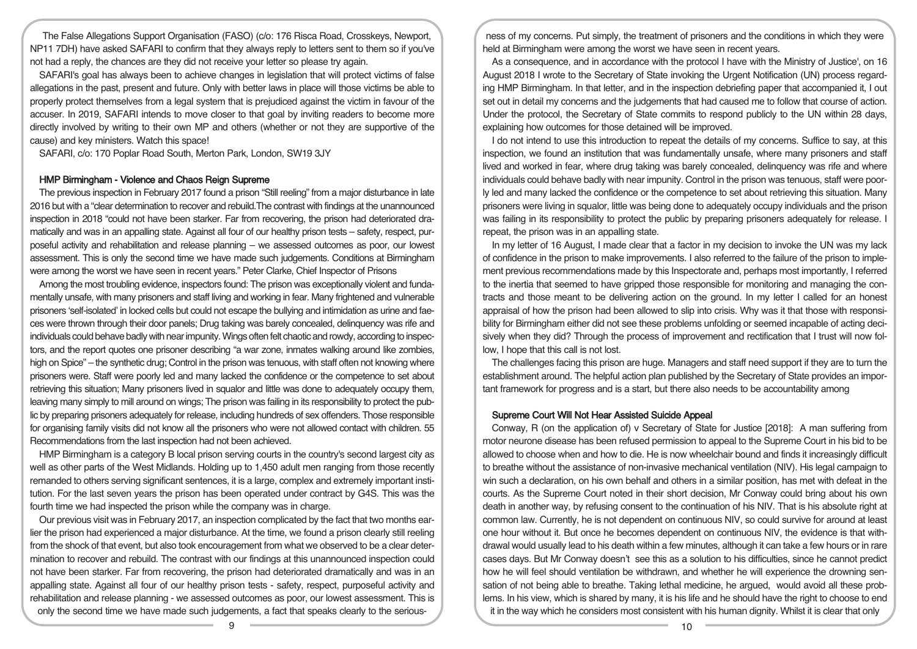The False Allegations Support Organisation (FASO) (c/o: 176 Risca Road, Crosskeys, Newport, NP11 7DH) have asked SAFARI to confirm that they always reply to letters sent to them so if you've not had a reply, the chances are they did not receive your letter so please try again.

SAFARI's goal has always been to achieve changes in legislation that will protect victims of false allegations in the past, present and future. Only with better laws in place will those victims be able to properly protect themselves from a legal system that is prejudiced against the victim in favour of the accuser. In 2019, SAFARI intends to move closer to that goal by inviting readers to become more directly involved by writing to their own MP and others (whether or not they are supportive of the cause) and key ministers. Watch this space!

SAFARI, c/o: 170 Poplar Road South, Merton Park, London, SW19 3JY

## HMP Birmingham - Violence and Chaos Reign Supreme

The previous inspection in February 2017 found a prison "Still reeling" from a major disturbance in late 2016 but with a "clear determination to recover and rebuild.The contrast with findings at the unannounced inspection in 2018 "could not have been starker. Far from recovering, the prison had deteriorated dramatically and was in an appalling state. Against all four of our healthy prison tests – safety, respect, purposeful activity and rehabilitation and release planning – we assessed outcomes as poor, our lowest assessment. This is only the second time we have made such judgements. Conditions at Birmingham were among the worst we have seen in recent years." Peter Clarke, Chief Inspector of Prisons

Among the most troubling evidence, inspectors found: The prison was exceptionally violent and fundamentally unsafe, with many prisoners and staff living and working in fear. Many frightened and vulnerable prisoners 'self-isolated' in locked cells but could not escape the bullying and intimidation as urine and faeces were thrown through their door panels; Drug taking was barely concealed, delinquency was rife and individuals could behave badly with near impunity. Wings often felt chaotic and rowdy, according to inspectors, and the report quotes one prisoner describing "a war zone, inmates walking around like zombies, high on Spice" – the synthetic drug; Control in the prison was tenuous, with staff often not knowing where prisoners were. Staff were poorly led and many lacked the confidence or the competence to set about retrieving this situation; Many prisoners lived in squalor and little was done to adequately occupy them, leaving many simply to mill around on wings; The prison was failing in its responsibility to protect the public by preparing prisoners adequately for release, including hundreds of sex offenders. Those responsible for organising family visits did not know all the prisoners who were not allowed contact with children. 55 Recommendations from the last inspection had not been achieved.

HMP Birmingham is a category B local prison serving courts in the country's second largest city as well as other parts of the West Midlands. Holding up to 1,450 adult men ranging from those recently remanded to others serving significant sentences, it is a large, complex and extremely important institution. For the last seven years the prison has been operated under contract by G4S. This was the fourth time we had inspected the prison while the company was in charge.

Our previous visit was in February 2017, an inspection complicated by the fact that two months earlier the prison had experienced a major disturbance. At the time, we found a prison clearly still reeling from the shock of that event, but also took encouragement from what we observed to be a clear determination to recover and rebuild. The contrast with our findings at this unannounced inspection could not have been starker. Far from recovering, the prison had deteriorated dramatically and was in an appalling state. Against all four of our healthy prison tests - safety, respect, purposeful activity and rehabilitation and release planning - we assessed outcomes as poor, our lowest assessment. This is only the second time we have made such judgements, a fact that speaks clearly to the seriousness of my concerns. Put simply, the treatment of prisoners and the conditions in which they were held at Birmingham were among the worst we have seen in recent years.

As a consequence, and in accordance with the protocol I have with the Ministry of Justice', on 16 August 2018 I wrote to the Secretary of State invoking the Urgent Notification (UN) process regarding HMP Birmingham. In that letter, and in the inspection debriefing paper that accompanied it, I out set out in detail my concerns and the judgements that had caused me to follow that course of action. Under the protocol, the Secretary of State commits to respond publicly to the UN within 28 days, explaining how outcomes for those detained will be improved.

I do not intend to use this introduction to repeat the details of my concerns. Suffice to say, at this inspection, we found an institution that was fundamentally unsafe, where many prisoners and staff lived and worked in fear, where drug taking was barely concealed, delinquency was rife and where individuals could behave badly with near impunity. Control in the prison was tenuous, staff were poorly led and many lacked the confidence or the competence to set about retrieving this situation. Many prisoners were living in squalor, little was being done to adequately occupy individuals and the prison was failing in its responsibility to protect the public by preparing prisoners adequately for release. I repeat, the prison was in an appalling state.

In my letter of 16 August, I made clear that a factor in my decision to invoke the UN was my lack of confidence in the prison to make improvements. I also referred to the failure of the prison to implement previous recommendations made by this Inspectorate and, perhaps most importantly, I referred to the inertia that seemed to have gripped those responsible for monitoring and managing the contracts and those meant to be delivering action on the ground. In my letter I called for an honest appraisal of how the prison had been allowed to slip into crisis. Why was it that those with responsibility for Birmingham either did not see these problems unfolding or seemed incapable of acting decisively when they did? Through the process of improvement and rectification that I trust will now follow, I hope that this call is not lost.

The challenges facing this prison are huge. Managers and staff need support if they are to turn the establishment around. The helpful action plan published by the Secretary of State provides an important framework for progress and is a start, but there also needs to be accountability among

## Supreme Court Will Not Hear Assisted Suicide Appeal

Conway, R (on the application of) v Secretary of State for Justice [2018]: A man suffering from motor neurone disease has been refused permission to appeal to the Supreme Court in his bid to be allowed to choose when and how to die. He is now wheelchair bound and finds it increasingly difficult to breathe without the assistance of non-invasive mechanical ventilation (NIV). His legal campaign to win such a declaration, on his own behalf and others in a similar position, has met with defeat in the courts. As the Supreme Court noted in their short decision, Mr Conway could bring about his own death in another way, by refusing consent to the continuation of his NIV. That is his absolute right at common law. Currently, he is not dependent on continuous NIV, so could survive for around at least one hour without it. But once he becomes dependent on continuous NIV, the evidence is that withdrawal would usually lead to his death within a few minutes, although it can take a few hours or in rare cases days. But Mr Conway doesn't see this as a solution to his difficulties, since he cannot predict how he will feel should ventilation be withdrawn, and whether he will experience the drowning sensation of not being able to breathe. Taking lethal medicine, he argued, would avoid all these problems. In his view, which is shared by many, it is his life and he should have the right to choose to end it in the way which he considers most consistent with his human dignity. Whilst it is clear that only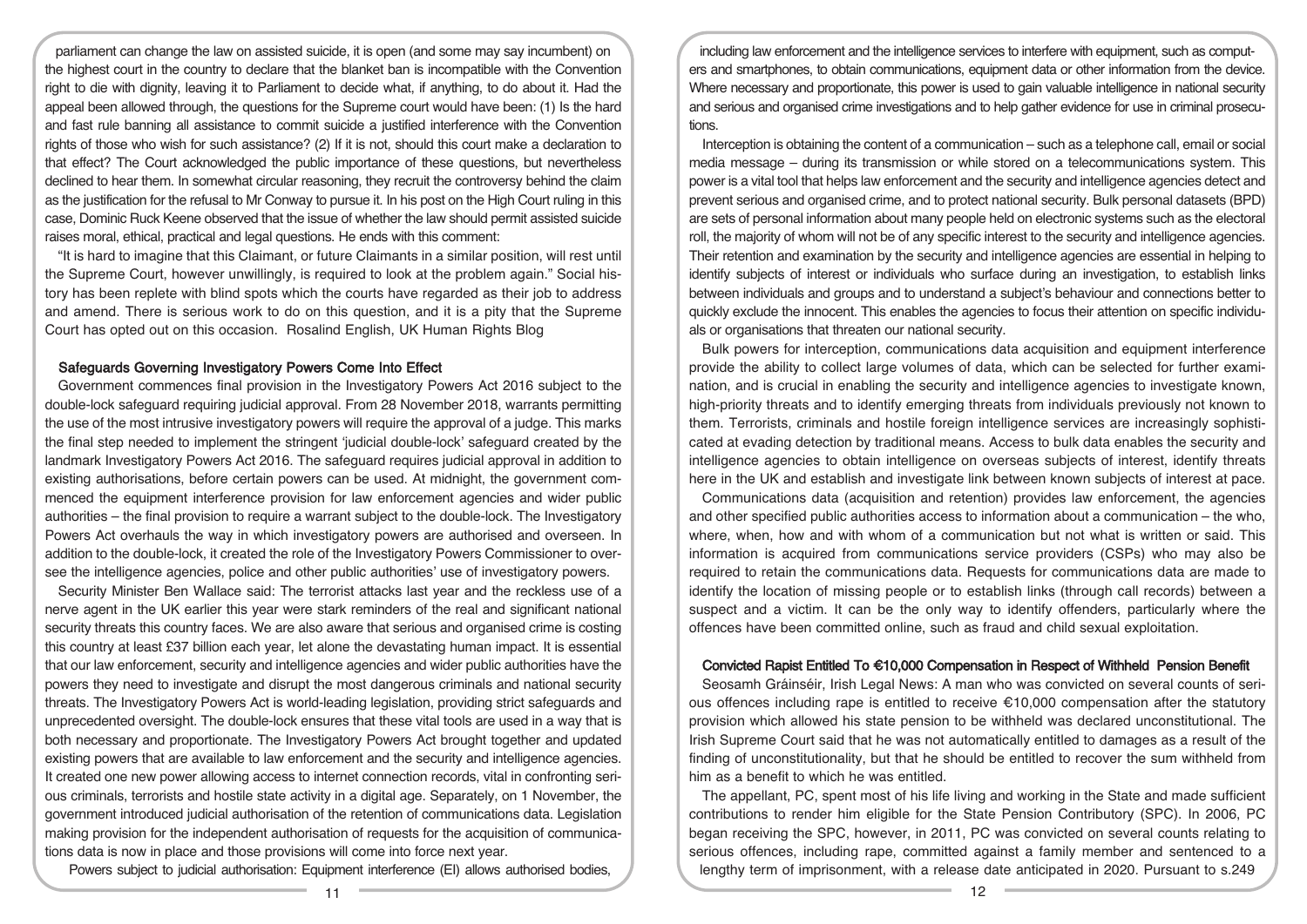parliament can change the law on assisted suicide, it is open (and some may say incumbent) on the highest court in the country to declare that the blanket ban is incompatible with the Convention right to die with dignity, leaving it to Parliament to decide what, if anything, to do about it. Had the appeal been allowed through, the questions for the Supreme court would have been: (1) Is the hard and fast rule banning all assistance to commit suicide a justified interference with the Convention rights of those who wish for such assistance? (2) If it is not, should this court make a declaration to that effect? The Court acknowledged the public importance of these questions, but nevertheless declined to hear them. In somewhat circular reasoning, they recruit the controversy behind the claim as the justification for the refusal to Mr Conway to pursue it. In his post on the High Court ruling in this case, Dominic Ruck Keene observed that the issue of whether the law should permit assisted suicide raises moral, ethical, practical and legal questions. He ends with this comment:

"It is hard to imagine that this Claimant, or future Claimants in a similar position, will rest until the Supreme Court, however unwillingly, is required to look at the problem again." Social history has been replete with blind spots which the courts have regarded as their job to address and amend. There is serious work to do on this question, and it is a pity that the Supreme Court has opted out on this occasion. Rosalind English, UK Human Rights Blog

## Safeguards Governing Investigatory Powers Come Into Effect

Government commences final provision in the Investigatory Powers Act 2016 subject to the double-lock safeguard requiring judicial approval. From 28 November 2018, warrants permitting the use of the most intrusive investigatory powers will require the approval of a judge. This marks the final step needed to implement the stringent 'judicial double-lock' safeguard created by the landmark Investigatory Powers Act 2016. The safeguard requires judicial approval in addition to existing authorisations, before certain powers can be used. At midnight, the government commenced the equipment interference provision for law enforcement agencies and wider public authorities – the final provision to require a warrant subject to the double-lock. The Investigatory Powers Act overhauls the way in which investigatory powers are authorised and overseen. In addition to the double-lock, it created the role of the Investigatory Powers Commissioner to oversee the intelligence agencies, police and other public authorities' use of investigatory powers.

Security Minister Ben Wallace said: The terrorist attacks last year and the reckless use of a nerve agent in the UK earlier this year were stark reminders of the real and significant national security threats this country faces. We are also aware that serious and organised crime is costing this country at least £37 billion each year, let alone the devastating human impact. It is essential that our law enforcement, security and intelligence agencies and wider public authorities have the powers they need to investigate and disrupt the most dangerous criminals and national security threats. The Investigatory Powers Act is world-leading legislation, providing strict safeguards and unprecedented oversight. The double-lock ensures that these vital tools are used in a way that is both necessary and proportionate. The Investigatory Powers Act brought together and updated existing powers that are available to law enforcement and the security and intelligence agencies. It created one new power allowing access to internet connection records, vital in confronting serious criminals, terrorists and hostile state activity in a digital age. Separately, on 1 November, the government introduced judicial authorisation of the retention of communications data. Legislation making provision for the independent authorisation of requests for the acquisition of communications data is now in place and those provisions will come into force next year.

Powers subject to judicial authorisation: Equipment interference (EI) allows authorised bodies, including law enforcement and the intelligence services to interfere with equipment, such as computers and smartphones, to obtain communications, equipment data or other information from the device. Where necessary and proportionate, this power is used to gain valuable intelligence in national security and serious and organised crime investigations and to help gather evidence for use in criminal prosecutions.

Interception is obtaining the content of a communication – such as a telephone call, email or social media message – during its transmission or while stored on a telecommunications system. This power is a vital tool that helps law enforcement and the security and intelligence agencies detect and prevent serious and organised crime, and to protect national security. Bulk personal datasets (BPD) are sets of personal information about many people held on electronic systems such as the electoral roll, the majority of whom will not be of any specific interest to the security and intelligence agencies. Their retention and examination by the security and intelligence agencies are essential in helping to identify subjects of interest or individuals who surface during an investigation, to establish links between individuals and groups and to understand a subject's behaviour and connections better to quickly exclude the innocent. This enables the agencies to focus their attention on specific individuals or organisations that threaten our national security.

Bulk powers for interception, communications data acquisition and equipment interference provide the ability to collect large volumes of data, which can be selected for further examination, and is crucial in enabling the security and intelligence agencies to investigate known, high-priority threats and to identify emerging threats from individuals previously not known to them. Terrorists, criminals and hostile foreign intelligence services are increasingly sophisticated at evading detection by traditional means. Access to bulk data enables the security and intelligence agencies to obtain intelligence on overseas subjects of interest, identify threats here in the UK and establish and investigate link between known subjects of interest at pace.

Communications data (acquisition and retention) provides law enforcement, the agencies and other specified public authorities access to information about a communication – the who, where, when, how and with whom of a communication but not what is written or said. This information is acquired from communications service providers (CSPs) who may also be required to retain the communications data. Requests for communications data are made to identify the location of missing people or to establish links (through call records) between a suspect and a victim. It can be the only way to identify offenders, particularly where the offences have been committed online, such as fraud and child sexual exploitation.

## Convicted Rapist Entitled To €10,000 Compensation in Respect of Withheld Pension Benefit

Seosamh Gráinséir, Irish Legal News: A man who was convicted on several counts of serious offences including rape is entitled to receive €10,000 compensation after the statutory provision which allowed his state pension to be withheld was declared unconstitutional. The Irish Supreme Court said that he was not automatically entitled to damages as a result of the finding of unconstitutionality, but that he should be entitled to recover the sum withheld from him as a benefit to which he was entitled.

The appellant, PC, spent most of his life living and working in the State and made sufficient contributions to render him eligible for the State Pension Contributory (SPC). In 2006, PC began receiving the SPC, however, in 2011, PC was convicted on several counts relating to serious offences, including rape, committed against a family member and sentenced to a lengthy term of imprisonment, with a release date anticipated in 2020. Pursuant to s.249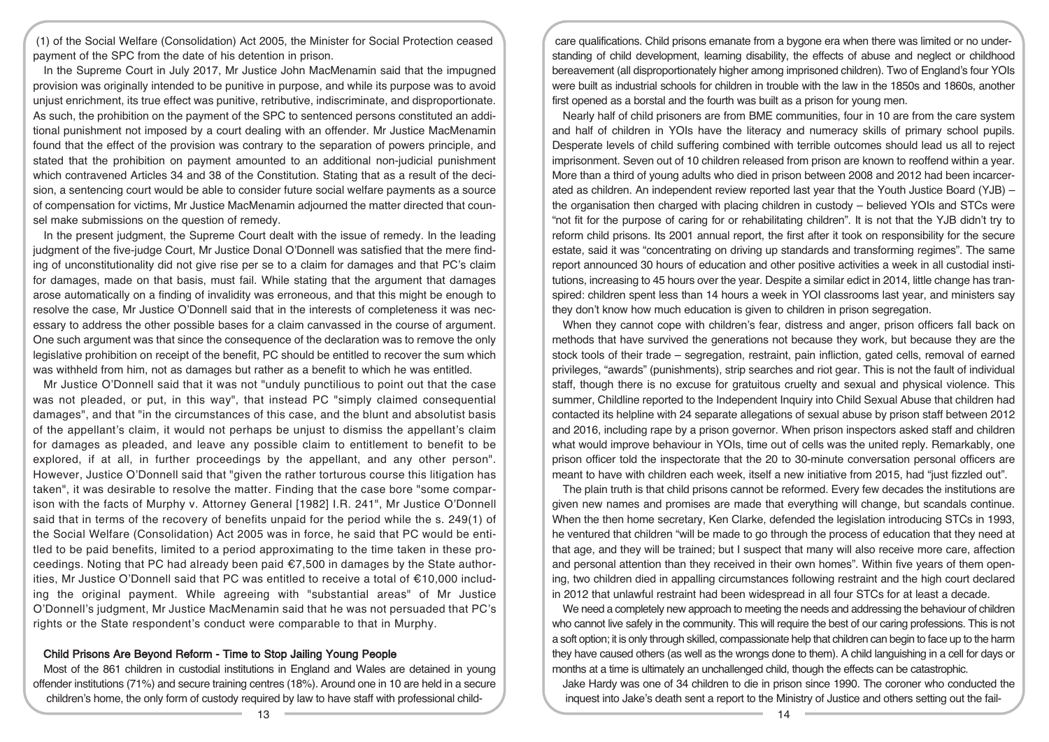(1) of the Social Welfare (Consolidation) Act 2005, the Minister for Social Protection ceased payment of the SPC from the date of his detention in prison.

In the Supreme Court in July 2017, Mr Justice John MacMenamin said that the impugned provision was originally intended to be punitive in purpose, and while its purpose was to avoid unjust enrichment, its true effect was punitive, retributive, indiscriminate, and disproportionate. As such, the prohibition on the payment of the SPC to sentenced persons constituted an additional punishment not imposed by a court dealing with an offender. Mr Justice MacMenamin found that the effect of the provision was contrary to the separation of powers principle, and stated that the prohibition on payment amounted to an additional non-judicial punishment which contravened Articles 34 and 38 of the Constitution. Stating that as a result of the decision, a sentencing court would be able to consider future social welfare payments as a source of compensation for victims, Mr Justice MacMenamin adjourned the matter directed that counsel make submissions on the question of remedy.

In the present judgment, the Supreme Court dealt with the issue of remedy. In the leading judgment of the five-judge Court, Mr Justice Donal O'Donnell was satisfied that the mere finding of unconstitutionality did not give rise per se to a claim for damages and that PC's claim for damages, made on that basis, must fail. While stating that the argument that damages arose automatically on a finding of invalidity was erroneous, and that this might be enough to resolve the case, Mr Justice O'Donnell said that in the interests of completeness it was necessary to address the other possible bases for a claim canvassed in the course of argument. One such argument was that since the consequence of the declaration was to remove the only legislative prohibition on receipt of the benefit, PC should be entitled to recover the sum which was withheld from him, not as damages but rather as a benefit to which he was entitled.

Mr Justice O'Donnell said that it was not "unduly punctilious to point out that the case was not pleaded, or put, in this way", that instead PC "simply claimed consequential damages", and that "in the circumstances of this case, and the blunt and absolutist basis of the appellant's claim, it would not perhaps be unjust to dismiss the appellant's claim for damages as pleaded, and leave any possible claim to entitlement to benefit to be explored, if at all, in further proceedings by the appellant, and any other person". However, Justice O'Donnell said that "given the rather torturous course this litigation has taken", it was desirable to resolve the matter. Finding that the case bore "some comparison with the facts of Murphy v. Attorney General [1982] I.R. 241", Mr Justice O'Donnell said that in terms of the recovery of benefits unpaid for the period while the s. 249(1) of the Social Welfare (Consolidation) Act 2005 was in force, he said that PC would be entitled to be paid benefits, limited to a period approximating to the time taken in these proceedings. Noting that PC had already been paid €7,500 in damages by the State authorities, Mr Justice O'Donnell said that PC was entitled to receive a total of €10,000 including the original payment. While agreeing with "substantial areas" of Mr Justice O'Donnell's judgment, Mr Justice MacMenamin said that he was not persuaded that PC's rights or the State respondent's conduct were comparable to that in Murphy.

## Child Prisons Are Beyond Reform - Time to Stop Jailing Young People

Most of the 861 children in custodial institutions in England and Wales are detained in young offender institutions (71%) and secure training centres (18%). Around one in 10 are held in a secure children's home, the only form of custody required by law to have staff with professional child-care qualifications. Child prisons emanate from a bygone era when there was limited or no understanding of child development, learning disability, the effects of abuse and neglect or childhood bereavement (all disproportionately higher among imprisoned children). Two of England's four YOIs were built as industrial schools for children in trouble with the law in the 1850s and 1860s, another first opened as a borstal and the fourth was built as a prison for young men.

Nearly half of child prisoners are from BME communities, four in 10 are from the care system and half of children in YOIs have the literacy and numeracy skills of primary school pupils. Desperate levels of child suffering combined with terrible outcomes should lead us all to reject imprisonment. Seven out of 10 children released from prison are known to reoffend within a year. More than a third of young adults who died in prison between 2008 and 2012 had been incarcerated as children. An independent review reported last year that the Youth Justice Board (YJB) – the organisation then charged with placing children in custody – believed YOIs and STCs were "not fit for the purpose of caring for or rehabilitating children". It is not that the YJB didn't try to reform child prisons. Its 2001 annual report, the first after it took on responsibility for the secure estate, said it was "concentrating on driving up standards and transforming regimes". The same report announced 30 hours of education and other positive activities a week in all custodial institutions, increasing to 45 hours over the year. Despite a similar edict in 2014, little change has transpired: children spent less than 14 hours a week in YOI classrooms last year, and ministers say they don't know how much education is given to children in prison segregation.

When they cannot cope with children's fear, distress and anger, prison officers fall back on methods that have survived the generations not because they work, but because they are the stock tools of their trade – segregation, restraint, pain infliction, gated cells, removal of earned privileges, "awards" (punishments), strip searches and riot gear. This is not the fault of individual staff, though there is no excuse for gratuitous cruelty and sexual and physical violence. This summer, Childline reported to the Independent Inquiry into Child Sexual Abuse that children had contacted its helpline with 24 separate allegations of sexual abuse by prison staff between 2012 and 2016, including rape by a prison governor. When prison inspectors asked staff and children what would improve behaviour in YOIs, time out of cells was the united reply. Remarkably, one prison officer told the inspectorate that the 20 to 30-minute conversation personal officers are meant to have with children each week, itself a new initiative from 2015, had "just fizzled out".

The plain truth is that child prisons cannot be reformed. Every few decades the institutions are given new names and promises are made that everything will change, but scandals continue. When the then home secretary, Ken Clarke, defended the legislation introducing STCs in 1993, he ventured that children "will be made to go through the process of education that they need at that age, and they will be trained; but I suspect that many will also receive more care, affection and personal attention than they received in their own homes". Within five years of them opening, two children died in appalling circumstances following restraint and the high court declared in 2012 that unlawful restraint had been widespread in all four STCs for at least a decade.

We need a completely new approach to meeting the needs and addressing the behaviour of children who cannot live safely in the community. This will require the best of our caring professions. This is not a soft option; it is only through skilled, compassionate help that children can begin to face up to the harm they have caused others (as well as the wrongs done to them). A child languishing in a cell for days or months at a time is ultimately an unchallenged child, though the effects can be catastrophic.

Jake Hardy was one of 34 children to die in prison since 1990. The coroner who conducted the inquest into Jake's death sent a report to the Ministry of Justice and others setting out the fail-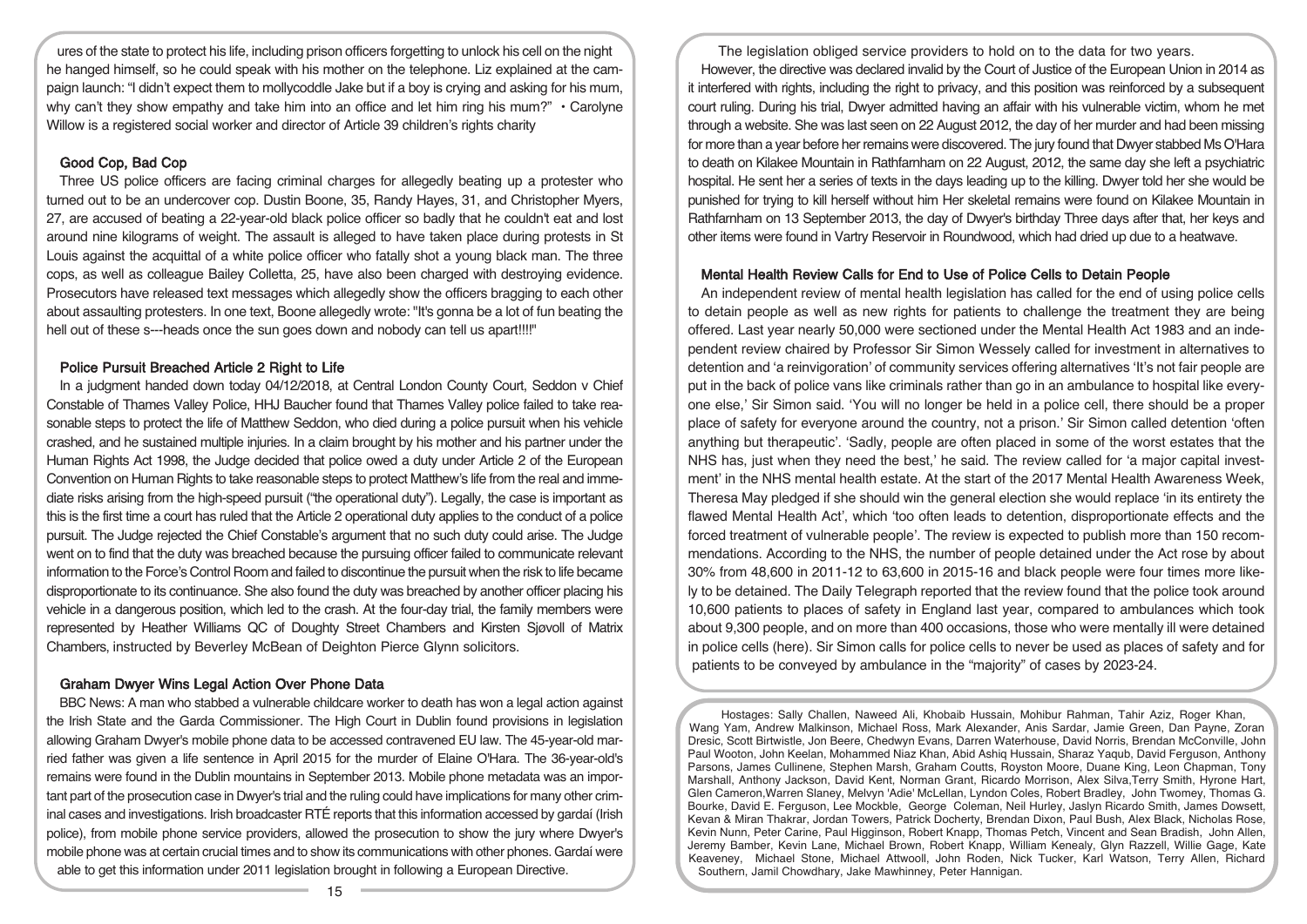ures of the state to protect his life, including prison officers forgetting to unlock his cell on the night he hanged himself, so he could speak with his mother on the telephone. Liz explained at the campaign launch: "I didn't expect them to mollycoddle Jake but if a boy is crying and asking for his mum, why can't they show empathy and take him into an office and let him ring his mum?" • Carolyne Willow is a registered social worker and director of Article 39 children's rights charity

### Good Cop, Bad Cop

Three US police officers are facing criminal charges for allegedly beating up a protester who turned out to be an undercover cop. Dustin Boone, 35, Randy Hayes, 31, and Christopher Myers, 27, are accused of beating a 22-year-old black police officer so badly that he couldn't eat and lost around nine kilograms of weight. The assault is alleged to have taken place during protests in St Louis against the acquittal of a white police officer who fatally shot a young black man. The three cops, as well as colleague Bailey Colletta, 25, have also been charged with destroying evidence. Prosecutors have released text messages which allegedly show the officers bragging to each other about assaulting protesters. In one text, Boone allegedly wrote: "It's gonna be a lot of fun beating the hell out of these s---heads once the sun goes down and nobody can tell us apart!!!!"

### Police Pursuit Breached Article 2 Right to Life

In a judgment handed down today 04/12/2018, at Central London County Court, Seddon v Chief Constable of Thames Valley Police, HHJ Baucher found that Thames Valley police failed to take reasonable steps to protect the life of Matthew Seddon, who died during a police pursuit when his vehicle crashed, and he sustained multiple injuries. In a claim brought by his mother and his partner under the Human Rights Act 1998, the Judge decided that police owed a duty under Article 2 of the European Convention on Human Rights to take reasonable steps to protect Matthew's life from the real and immediate risks arising from the high-speed pursuit ("the operational duty"). Legally, the case is important as this is the first time a court has ruled that the Article 2 operational duty applies to the conduct of a police pursuit. The Judge rejected the Chief Constable's argument that no such duty could arise. The Judge went on to find that the duty was breached because the pursuing officer failed to communicate relevant information to the Force's Control Room and failed to discontinue the pursuit when the risk to life became disproportionate to its continuance. She also found the duty was breached by another officer placing his vehicle in a dangerous position, which led to the crash. At the four-day trial, the family members were represented by Heather Williams QC of Doughty Street Chambers and Kirsten Sjøvoll of Matrix Chambers, instructed by Beverley McBean of Deighton Pierce Glynn solicitors.

### Graham Dwyer Wins Legal Action Over Phone Data

BBC News: A man who stabbed a vulnerable childcare worker to death has won a legal action against the Irish State and the Garda Commissioner. The High Court in Dublin found provisions in legislation allowing Graham Dwyer's mobile phone data to be accessed contravened EU law. The 45-year-old married father was given a life sentence in April 2015 for the murder of Elaine O'Hara. The 36-year-old's remains were found in the Dublin mountains in September 2013. Mobile phone metadata was an important part of the prosecution case in Dwyer's trial and the ruling could have implications for many other criminal cases and investigations. Irish broadcaster RTÉ reports that this information accessed by gardaí (Irish police), from mobile phone service providers, allowed the prosecution to show the jury where Dwyer's mobile phone was at certain crucial times and to show its communications with other phones. Gardaí were able to get this information under 2011 legislation brought in following a European Directive.

The legislation obliged service providers to hold on to the data for two years.

However, the directive was declared invalid by the Court of Justice of the European Union in 2014 as it interfered with rights, including the right to privacy, and this position was reinforced by a subsequent court ruling. During his trial, Dwyer admitted having an affair with his vulnerable victim, whom he met through a website. She was last seen on 22 August 2012, the day of her murder and had been missing for more than a year before her remains were discovered. The jury found that Dwyer stabbed Ms O'Hara to death on Kilakee Mountain in Rathfarnham on 22 August, 2012, the same day she left a psychiatric hospital. He sent her a series of texts in the days leading up to the killing. Dwyer told her she would be punished for trying to kill herself without him Her skeletal remains were found on Kilakee Mountain in Rathfarnham on 13 September 2013, the day of Dwyer's birthday Three days after that, her keys and other items were found in Vartry Reservoir in Roundwood, which had dried up due to a heatwave.

### Mental Health Review Calls for End to Use of Police Cells to Detain People

An independent review of mental health legislation has called for the end of using police cells to detain people as well as new rights for patients to challenge the treatment they are being offered. Last year nearly 50,000 were sectioned under the Mental Health Act 1983 and an independent review chaired by Professor Sir Simon Wessely called for investment in alternatives to detention and 'a reinvigoration' of community services offering alternatives 'It's not fair people are put in the back of police vans like criminals rather than go in an ambulance to hospital like everyone else,' Sir Simon said. 'You will no longer be held in a police cell, there should be a proper place of safety for everyone around the country, not a prison.' Sir Simon called detention 'often anything but therapeutic'. 'Sadly, people are often placed in some of the worst estates that the NHS has, just when they need the best,' he said. The review called for 'a major capital investment' in the NHS mental health estate. At the start of the 2017 Mental Health Awareness Week, Theresa May pledged if she should win the general election she would replace 'in its entirety the flawed Mental Health Act', which 'too often leads to detention, disproportionate effects and the forced treatment of vulnerable people'. The review is expected to publish more than 150 recommendations. According to the NHS, the number of people detained under the Act rose by about 30% from 48,600 in 2011-12 to 63,600 in 2015-16 and black people were four times more likely to be detained. The Daily Telegraph reported that the review found that the police took around 10,600 patients to places of safety in England last year, compared to ambulances which took about 9,300 people, and on more than 400 occasions, those who were mentally ill were detained in police cells (here). Sir Simon calls for police cells to never be used as places of safety and for patients to be conveyed by ambulance in the "majority" of cases by 2023-24.

Hostages: Sally Challen, Naweed Ali, Khobaib Hussain, Mohibur Rahman, Tahir Aziz, Roger Khan, Wang Yam, Andrew Malkinson, Michael Ross, Mark Alexander, Anis Sardar, Jamie Green, Dan Payne, Zoran Dresic, Scott Birtwistle, Jon Beere, Chedwyn Evans, Darren Waterhouse, David Norris, Brendan McConville, John Paul Wooton, John Keelan, Mohammed Niaz Khan, Abid Ashiq Hussain, Sharaz Yaqub, David Ferguson, Anthony Parsons, James Cullinene, Stephen Marsh, Graham Coutts, Royston Moore, Duane King, Leon Chapman, Tony Marshall, Anthony Jackson, David Kent, Norman Grant, Ricardo Morrison, Alex Silva,Terry Smith, Hyrone Hart, Glen Cameron,Warren Slaney, Melvyn 'Adie' McLellan, Lyndon Coles, Robert Bradley, John Twomey, Thomas G. Bourke, David E. Ferguson, Lee Mockble, George Coleman, Neil Hurley, Jaslyn Ricardo Smith, James Dowsett, Kevan & Miran Thakrar, Jordan Towers, Patrick Docherty, Brendan Dixon, Paul Bush, Alex Black, Nicholas Rose, Kevin Nunn, Peter Carine, Paul Higginson, Robert Knapp, Thomas Petch, Vincent and Sean Bradish, John Allen, Jeremy Bamber, Kevin Lane, Michael Brown, Robert Knapp, William Kenealy, Glyn Razzell, Willie Gage, Kate Keaveney, Michael Stone, Michael Attwooll, John Roden, Nick Tucker, Karl Watson, Terry Allen, Richard Southern, Jamil Chowdhary, Jake Mawhinney, Peter Hannigan.